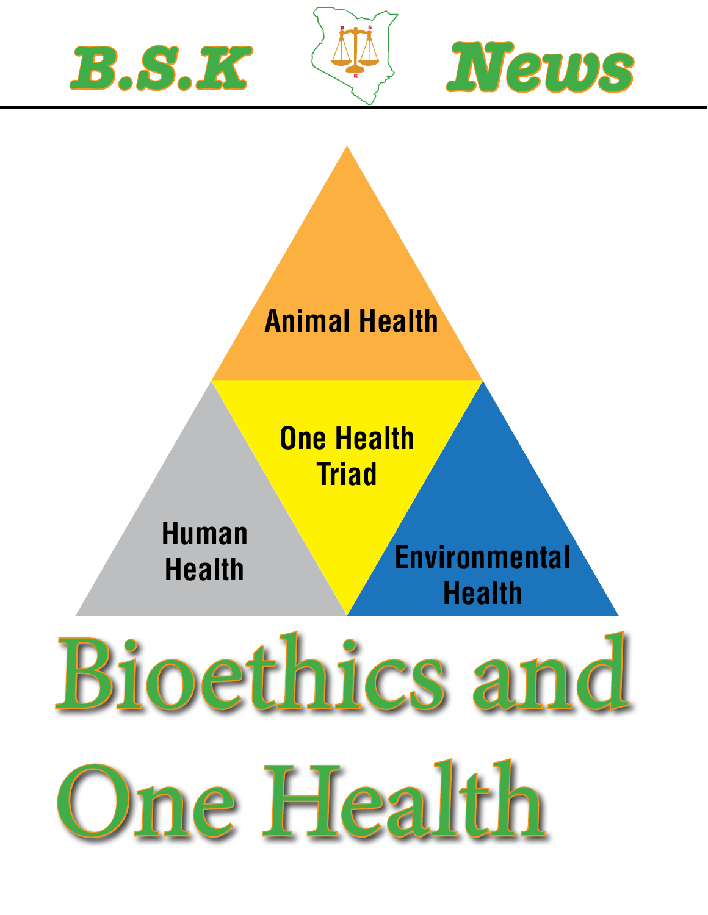# B.S.K News

Animal Health

One Health Triad

Human Health

Environmental Health

# Bioethics and One Health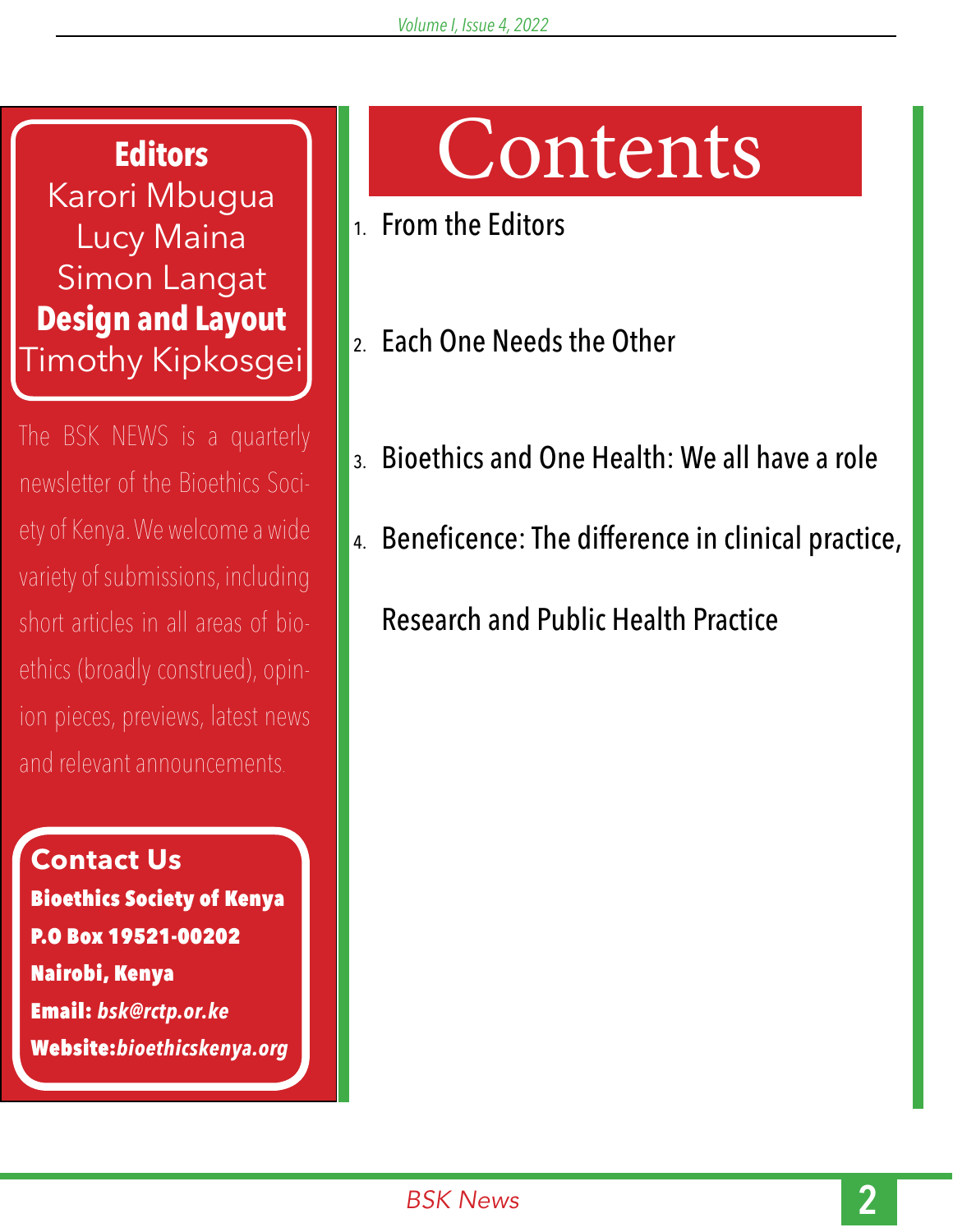**Editors**

Karori Mbugua
Lucy Maina
Simon Langat

**Design and Layout**

Timothy Kipkosgei

The BSK NEWS is a quarterly newsletter of the Bioethics Society of Kenya. We welcome a wide variety of submissions, including short articles in all areas of bioethics (broadly construed), opinion pieces, previews, latest news and relevant announcements.

**Contact Us**

**Bioethics Society of Kenya**
**P.O Box 19521-00202**
**Nairobi, Kenya**
**Email:** ***bsk@rctp.or.ke***
**Website:*****bioethicskenya.org***

# Contents

1. From the Editors
2. Each One Needs the Other
3. Bioethics and One Health: We all have a role
4. Beneficence: The difference in clinical practice, Research and Public Health Practice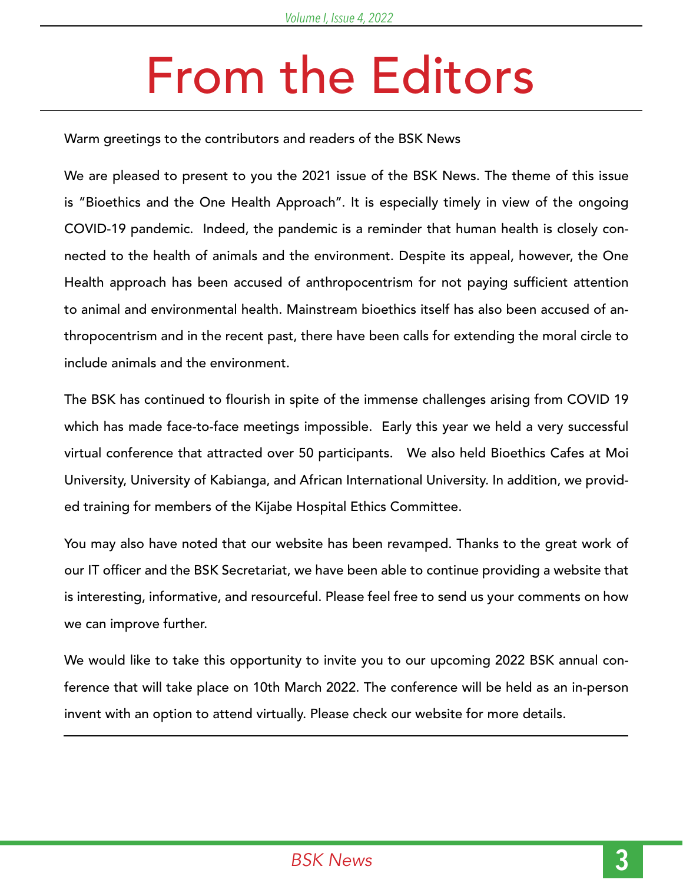# From the Editors

Warm greetings to the contributors and readers of the BSK News

We are pleased to present to you the 2021 issue of the BSK News. The theme of this issue is "Bioethics and the One Health Approach". It is especially timely in view of the ongoing COVID-19 pandemic. Indeed, the pandemic is a reminder that human health is closely connected to the health of animals and the environment. Despite its appeal, however, the One Health approach has been accused of anthropocentrism for not paying sufficient attention to animal and environmental health. Mainstream bioethics itself has also been accused of anthropocentrism and in the recent past, there have been calls for extending the moral circle to include animals and the environment.

The BSK has continued to flourish in spite of the immense challenges arising from COVID 19 which has made face-to-face meetings impossible. Early this year we held a very successful virtual conference that attracted over 50 participants. We also held Bioethics Cafes at Moi University, University of Kabianga, and African International University. In addition, we provided training for members of the Kijabe Hospital Ethics Committee.

You may also have noted that our website has been revamped. Thanks to the great work of our IT officer and the BSK Secretariat, we have been able to continue providing a website that is interesting, informative, and resourceful. Please feel free to send us your comments on how we can improve further.

We would like to take this opportunity to invite you to our upcoming 2022 BSK annual conference that will take place on 10th March 2022. The conference will be held as an in-person invent with an option to attend virtually. Please check our website for more details.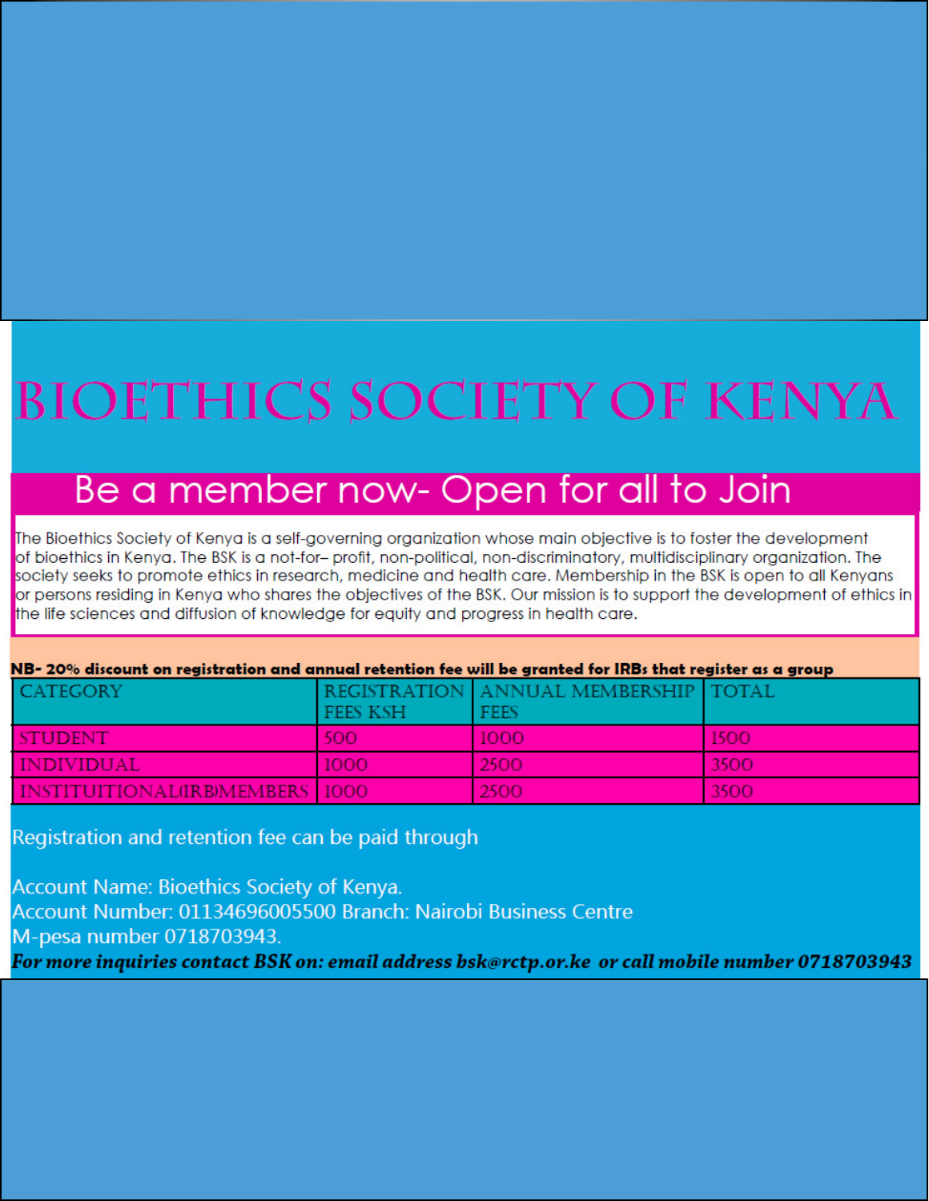# BIOETHICS SOCIETY OF KENYA

## Be a member now- Open for all to Join

The Bioethics Society of Kenya is a self-governing organization whose main objective is to foster the development of bioethics in Kenya. The BSK is a not-for– profit, non-political, non-discriminatory, multidisciplinary organization. The society seeks to promote ethics in research, medicine and health care. Membership in the BSK is open to all Kenyans or persons residing in Kenya who shares the objectives of the BSK. Our mission is to support the development of ethics in the life sciences and diffusion of knowledge for equity and progress in health care.

**NB- 20% discount on registration and annual retention fee will be granted for IRBs that register as a group**

| CATEGORY | REGISTRATION FEES KSH | ANNUAL MEMBERSHIP FEES | TOTAL |
|---|---|---|---|
| STUDENT | 500 | 1000 | 1500 |
| INDIVIDUAL | 1000 | 2500 | 3500 |
| INSTITUITIONAL(IRB)MEMBERS | 1000 | 2500 | 3500 |

Registration and retention fee can be paid through

Account Name: Bioethics Society of Kenya.
Account Number: 01134696005500 Branch: Nairobi Business Centre
M-pesa number 0718703943.

***For more inquiries contact BSK on: email address bsk@rctp.or.ke or call mobile number 0718703943***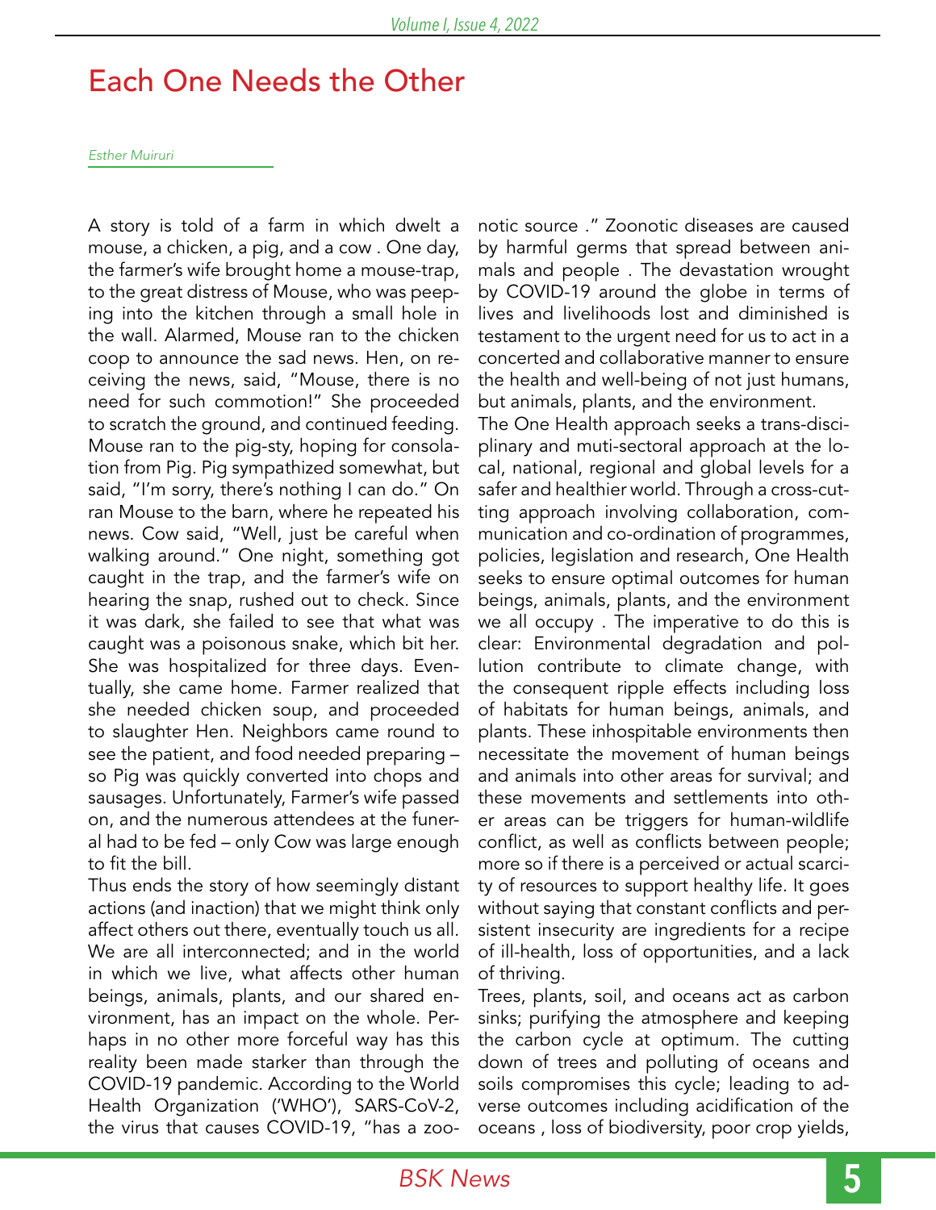# Each One Needs the Other

*Esther Muiruri*

A story is told of a farm in which dwelt a mouse, a chicken, a pig, and a cow . One day, the farmer's wife brought home a mouse-trap, to the great distress of Mouse, who was peeping into the kitchen through a small hole in the wall. Alarmed, Mouse ran to the chicken coop to announce the sad news. Hen, on receiving the news, said, "Mouse, there is no need for such commotion!" She proceeded to scratch the ground, and continued feeding. Mouse ran to the pig-sty, hoping for consolation from Pig. Pig sympathized somewhat, but said, "I'm sorry, there's nothing I can do." On ran Mouse to the barn, where he repeated his news. Cow said, "Well, just be careful when walking around." One night, something got caught in the trap, and the farmer's wife on hearing the snap, rushed out to check. Since it was dark, she failed to see that what was caught was a poisonous snake, which bit her. She was hospitalized for three days. Eventually, she came home. Farmer realized that she needed chicken soup, and proceeded to slaughter Hen. Neighbors came round to see the patient, and food needed preparing – so Pig was quickly converted into chops and sausages. Unfortunately, Farmer's wife passed on, and the numerous attendees at the funeral had to be fed – only Cow was large enough to fit the bill.

Thus ends the story of how seemingly distant actions (and inaction) that we might think only affect others out there, eventually touch us all. We are all interconnected; and in the world in which we live, what affects other human beings, animals, plants, and our shared environment, has an impact on the whole. Perhaps in no other more forceful way has this reality been made starker than through the COVID-19 pandemic. According to the World Health Organization ('WHO'), SARS-CoV-2, the virus that causes COVID-19, "has a zoonotic source ." Zoonotic diseases are caused by harmful germs that spread between animals and people . The devastation wrought by COVID-19 around the globe in terms of lives and livelihoods lost and diminished is testament to the urgent need for us to act in a concerted and collaborative manner to ensure the health and well-being of not just humans, but animals, plants, and the environment.

The One Health approach seeks a trans-disciplinary and muti-sectoral approach at the local, national, regional and global levels for a safer and healthier world. Through a cross-cutting approach involving collaboration, communication and co-ordination of programmes, policies, legislation and research, One Health seeks to ensure optimal outcomes for human beings, animals, plants, and the environment we all occupy . The imperative to do this is clear: Environmental degradation and pollution contribute to climate change, with the consequent ripple effects including loss of habitats for human beings, animals, and plants. These inhospitable environments then necessitate the movement of human beings and animals into other areas for survival; and these movements and settlements into other areas can be triggers for human-wildlife conflict, as well as conflicts between people; more so if there is a perceived or actual scarcity of resources to support healthy life. It goes without saying that constant conflicts and persistent insecurity are ingredients for a recipe of ill-health, loss of opportunities, and a lack of thriving.

Trees, plants, soil, and oceans act as carbon sinks; purifying the atmosphere and keeping the carbon cycle at optimum. The cutting down of trees and polluting of oceans and soils compromises this cycle; leading to adverse outcomes including acidification of the oceans , loss of biodiversity, poor crop yields,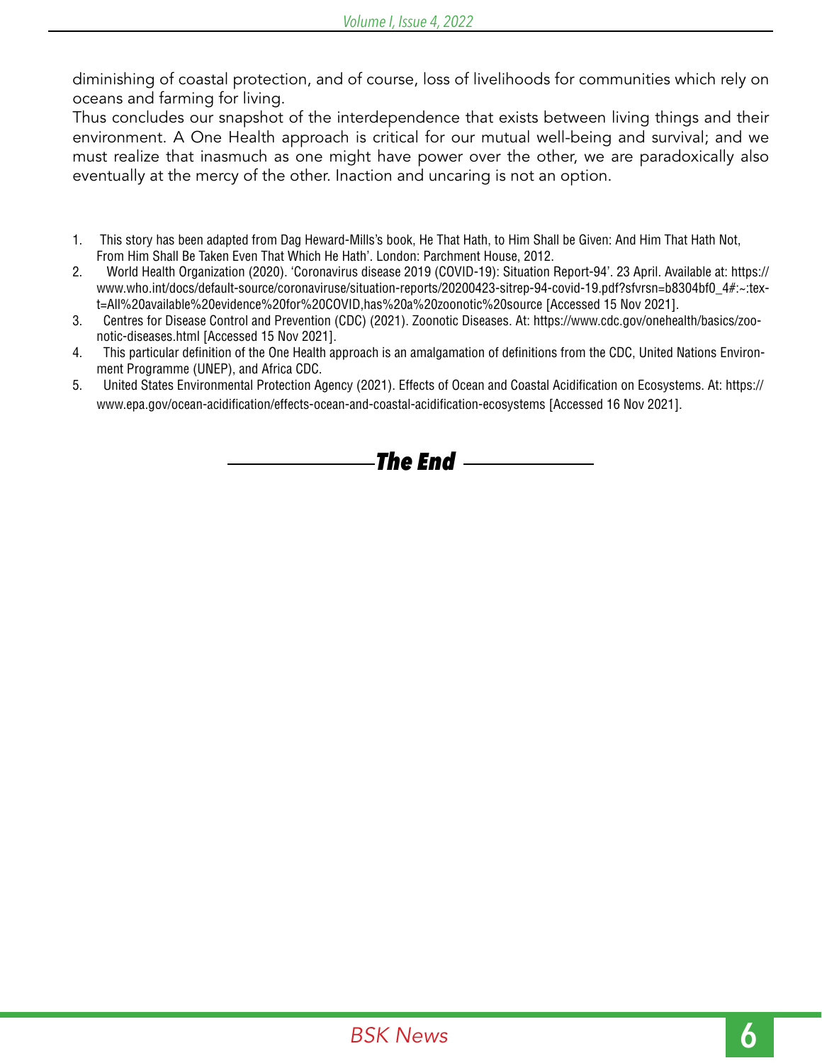diminishing of coastal protection, and of course, loss of livelihoods for communities which rely on oceans and farming for living.

Thus concludes our snapshot of the interdependence that exists between living things and their environment. A One Health approach is critical for our mutual well-being and survival; and we must realize that inasmuch as one might have power over the other, we are paradoxically also eventually at the mercy of the other. Inaction and uncaring is not an option.

1. This story has been adapted from Dag Heward-Mills's book, He That Hath, to Him Shall be Given: And Him That Hath Not, From Him Shall Be Taken Even That Which He Hath'. London: Parchment House, 2012.
2. World Health Organization (2020). 'Coronavirus disease 2019 (COVID-19): Situation Report-94'. 23 April. Available at: https://www.who.int/docs/default-source/coronaviruse/situation-reports/20200423-sitrep-94-covid-19.pdf?sfvrsn=b8304bf0_4#:~:text=All%20available%20evidence%20for%20COVID,has%20a%20zoonotic%20source [Accessed 15 Nov 2021].
3. Centres for Disease Control and Prevention (CDC) (2021). Zoonotic Diseases. At: https://www.cdc.gov/onehealth/basics/zoonotic-diseases.html [Accessed 15 Nov 2021].
4. This particular definition of the One Health approach is an amalgamation of definitions from the CDC, United Nations Environment Programme (UNEP), and Africa CDC.
5. United States Environmental Protection Agency (2021). Effects of Ocean and Coastal Acidification on Ecosystems. At: https://www.epa.gov/ocean-acidification/effects-ocean-and-coastal-acidification-ecosystems [Accessed 16 Nov 2021].

***The End***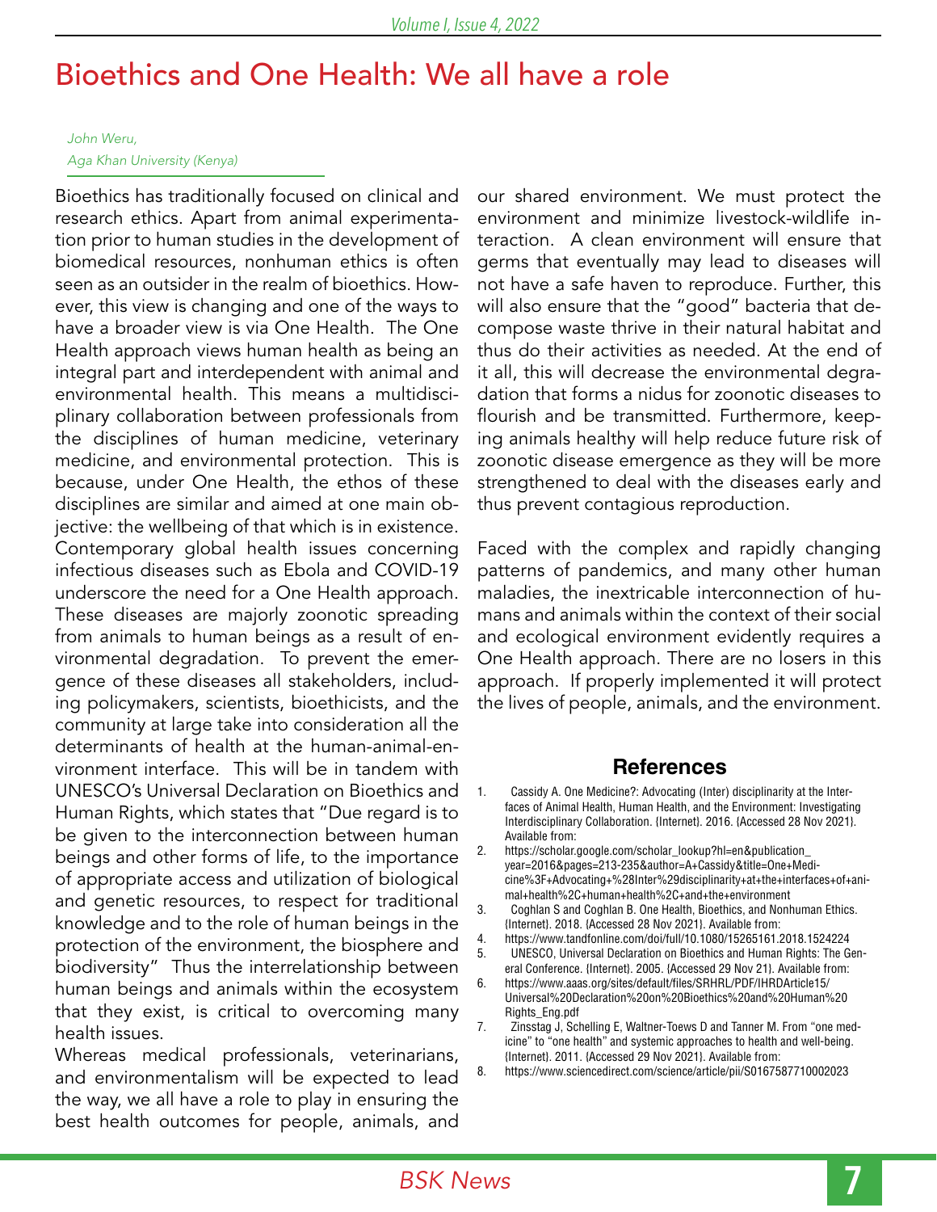# Bioethics and One Health: We all have a role

*John Weru,*
*Aga Khan University (Kenya)*

Bioethics has traditionally focused on clinical and research ethics. Apart from animal experimentation prior to human studies in the development of biomedical resources, nonhuman ethics is often seen as an outsider in the realm of bioethics. However, this view is changing and one of the ways to have a broader view is via One Health. The One Health approach views human health as being an integral part and interdependent with animal and environmental health. This means a multidisciplinary collaboration between professionals from the disciplines of human medicine, veterinary medicine, and environmental protection. This is because, under One Health, the ethos of these disciplines are similar and aimed at one main objective: the wellbeing of that which is in existence. Contemporary global health issues concerning infectious diseases such as Ebola and COVID-19 underscore the need for a One Health approach. These diseases are majorly zoonotic spreading from animals to human beings as a result of environmental degradation. To prevent the emergence of these diseases all stakeholders, including policymakers, scientists, bioethicists, and the community at large take into consideration all the determinants of health at the human-animal-environment interface. This will be in tandem with UNESCO's Universal Declaration on Bioethics and Human Rights, which states that "Due regard is to be given to the interconnection between human beings and other forms of life, to the importance of appropriate access and utilization of biological and genetic resources, to respect for traditional knowledge and to the role of human beings in the protection of the environment, the biosphere and biodiversity" Thus the interrelationship between human beings and animals within the ecosystem that they exist, is critical to overcoming many health issues.

Whereas medical professionals, veterinarians, and environmentalism will be expected to lead the way, we all have a role to play in ensuring the best health outcomes for people, animals, and our shared environment. We must protect the environment and minimize livestock-wildlife interaction. A clean environment will ensure that germs that eventually may lead to diseases will not have a safe haven to reproduce. Further, this will also ensure that the "good" bacteria that decompose waste thrive in their natural habitat and thus do their activities as needed. At the end of it all, this will decrease the environmental degradation that forms a nidus for zoonotic diseases to flourish and be transmitted. Furthermore, keeping animals healthy will help reduce future risk of zoonotic disease emergence as they will be more strengthened to deal with the diseases early and thus prevent contagious reproduction.

Faced with the complex and rapidly changing patterns of pandemics, and many other human maladies, the inextricable interconnection of humans and animals within the context of their social and ecological environment evidently requires a One Health approach. There are no losers in this approach. If properly implemented it will protect the lives of people, animals, and the environment.

## References

1. Cassidy A. One Medicine?: Advocating (Inter) disciplinarity at the Interfaces of Animal Health, Human Health, and the Environment: Investigating Interdisciplinary Collaboration. {Internet}. 2016. {Accessed 28 Nov 2021}. Available from:
2. https://scholar.google.com/scholar_lookup?hl=en&publication_year=2016&pages=213-235&author=A+Cassidy&title=One+Medicine%3F+Advocating+%28Inter%29disciplinarity+at+the+interfaces+of+animal+health%2C+human+health%2C+and+the+environment
3. Coghlan S and Coghlan B. One Health, Bioethics, and Nonhuman Ethics. {Internet}. 2018. {Accessed 28 Nov 2021}. Available from:
4. https://www.tandfonline.com/doi/full/10.1080/15265161.2018.1524224
5. UNESCO, Universal Declaration on Bioethics and Human Rights: The General Conference. {Internet}. 2005. {Accessed 29 Nov 21}. Available from:
6. https://www.aaas.org/sites/default/files/SRHRL/PDF/IHRDArticle15/Universal%20Declaration%20on%20Bioethics%20and%20Human%20Rights_Eng.pdf
7. Zinsstag J, Schelling E, Waltner-Toews D and Tanner M. From "one medicine" to "one health" and systemic approaches to health and well-being. {Internet}. 2011. {Accessed 29 Nov 2021}. Available from:
8. https://www.sciencedirect.com/science/article/pii/S0167587710002023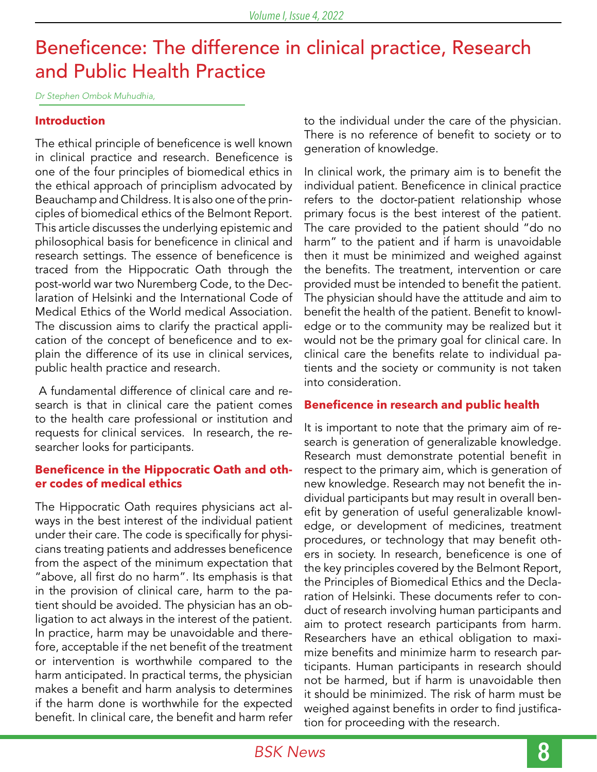# Beneficence: The difference in clinical practice, Research and Public Health Practice

*Dr Stephen Ombok Muhudhia,*

## Introduction

The ethical principle of beneficence is well known in clinical practice and research. Beneficence is one of the four principles of biomedical ethics in the ethical approach of principlism advocated by Beauchamp and Childress. It is also one of the principles of biomedical ethics of the Belmont Report. This article discusses the underlying epistemic and philosophical basis for beneficence in clinical and research settings. The essence of beneficence is traced from the Hippocratic Oath through the post-world war two Nuremberg Code, to the Declaration of Helsinki and the International Code of Medical Ethics of the World medical Association. The discussion aims to clarify the practical application of the concept of beneficence and to explain the difference of its use in clinical services, public health practice and research.

A fundamental difference of clinical care and research is that in clinical care the patient comes to the health care professional or institution and requests for clinical services. In research, the researcher looks for participants.

## Beneficence in the Hippocratic Oath and other codes of medical ethics

The Hippocratic Oath requires physicians act always in the best interest of the individual patient under their care. The code is specifically for physicians treating patients and addresses beneficence from the aspect of the minimum expectation that "above, all first do no harm". Its emphasis is that in the provision of clinical care, harm to the patient should be avoided. The physician has an obligation to act always in the interest of the patient. In practice, harm may be unavoidable and therefore, acceptable if the net benefit of the treatment or intervention is worthwhile compared to the harm anticipated. In practical terms, the physician makes a benefit and harm analysis to determines if the harm done is worthwhile for the expected benefit. In clinical care, the benefit and harm refer to the individual under the care of the physician. There is no reference of benefit to society or to generation of knowledge.

In clinical work, the primary aim is to benefit the individual patient. Beneficence in clinical practice refers to the doctor-patient relationship whose primary focus is the best interest of the patient. The care provided to the patient should "do no harm" to the patient and if harm is unavoidable then it must be minimized and weighed against the benefits. The treatment, intervention or care provided must be intended to benefit the patient. The physician should have the attitude and aim to benefit the health of the patient. Benefit to knowledge or to the community may be realized but it would not be the primary goal for clinical care. In clinical care the benefits relate to individual patients and the society or community is not taken into consideration.

## Beneficence in research and public health

It is important to note that the primary aim of research is generation of generalizable knowledge. Research must demonstrate potential benefit in respect to the primary aim, which is generation of new knowledge. Research may not benefit the individual participants but may result in overall benefit by generation of useful generalizable knowledge, or development of medicines, treatment procedures, or technology that may benefit others in society. In research, beneficence is one of the key principles covered by the Belmont Report, the Principles of Biomedical Ethics and the Declaration of Helsinki. These documents refer to conduct of research involving human participants and aim to protect research participants from harm. Researchers have an ethical obligation to maximize benefits and minimize harm to research participants. Human participants in research should not be harmed, but if harm is unavoidable then it should be minimized. The risk of harm must be weighed against benefits in order to find justification for proceeding with the research.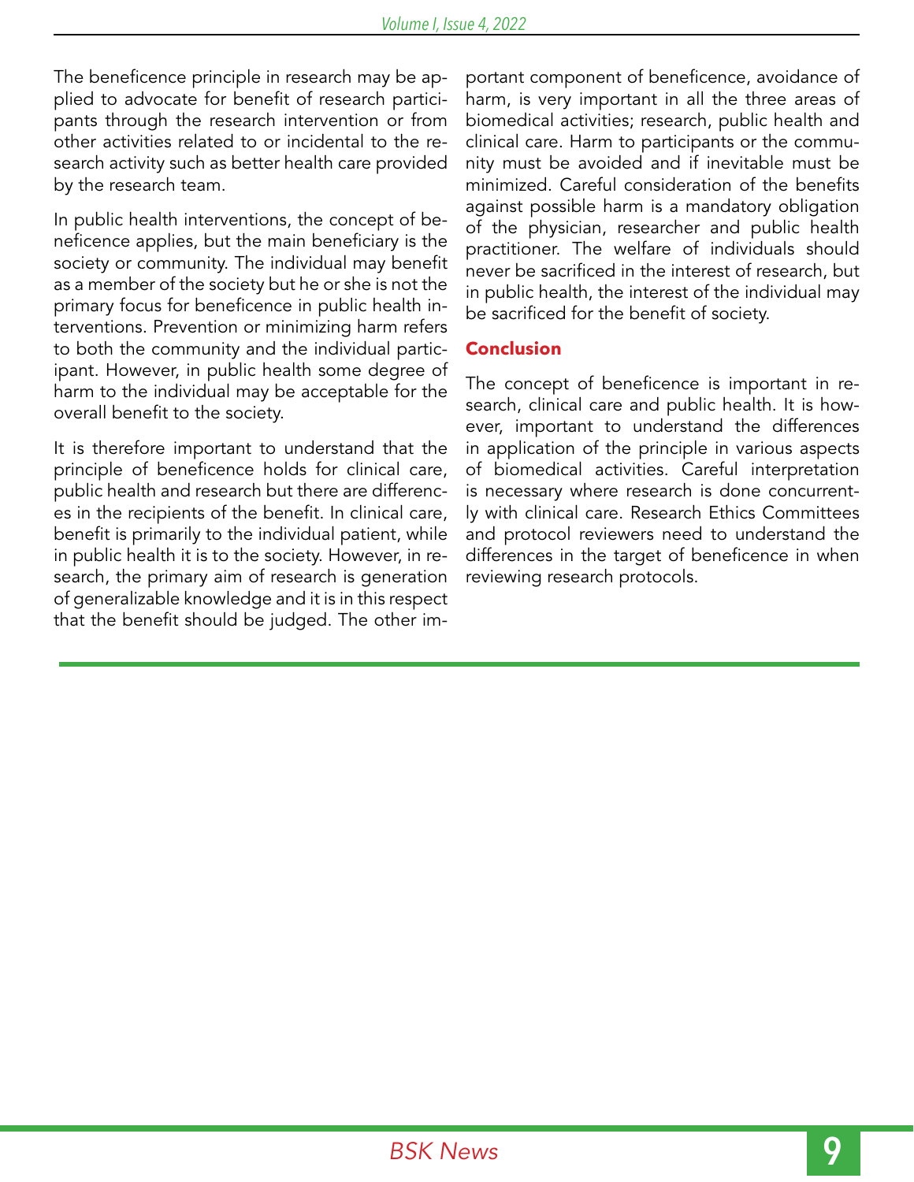The beneficence principle in research may be applied to advocate for benefit of research participants through the research intervention or from other activities related to or incidental to the research activity such as better health care provided by the research team.

In public health interventions, the concept of beneficence applies, but the main beneficiary is the society or community. The individual may benefit as a member of the society but he or she is not the primary focus for beneficence in public health interventions. Prevention or minimizing harm refers to both the community and the individual participant. However, in public health some degree of harm to the individual may be acceptable for the overall benefit to the society.

It is therefore important to understand that the principle of beneficence holds for clinical care, public health and research but there are differences in the recipients of the benefit. In clinical care, benefit is primarily to the individual patient, while in public health it is to the society. However, in research, the primary aim of research is generation of generalizable knowledge and it is in this respect that the benefit should be judged. The other important component of beneficence, avoidance of harm, is very important in all the three areas of biomedical activities; research, public health and clinical care. Harm to participants or the community must be avoided and if inevitable must be minimized. Careful consideration of the benefits against possible harm is a mandatory obligation of the physician, researcher and public health practitioner. The welfare of individuals should never be sacrificed in the interest of research, but in public health, the interest of the individual may be sacrificed for the benefit of society.

## Conclusion

The concept of beneficence is important in research, clinical care and public health. It is however, important to understand the differences in application of the principle in various aspects of biomedical activities. Careful interpretation is necessary where research is done concurrently with clinical care. Research Ethics Committees and protocol reviewers need to understand the differences in the target of beneficence in when reviewing research protocols.